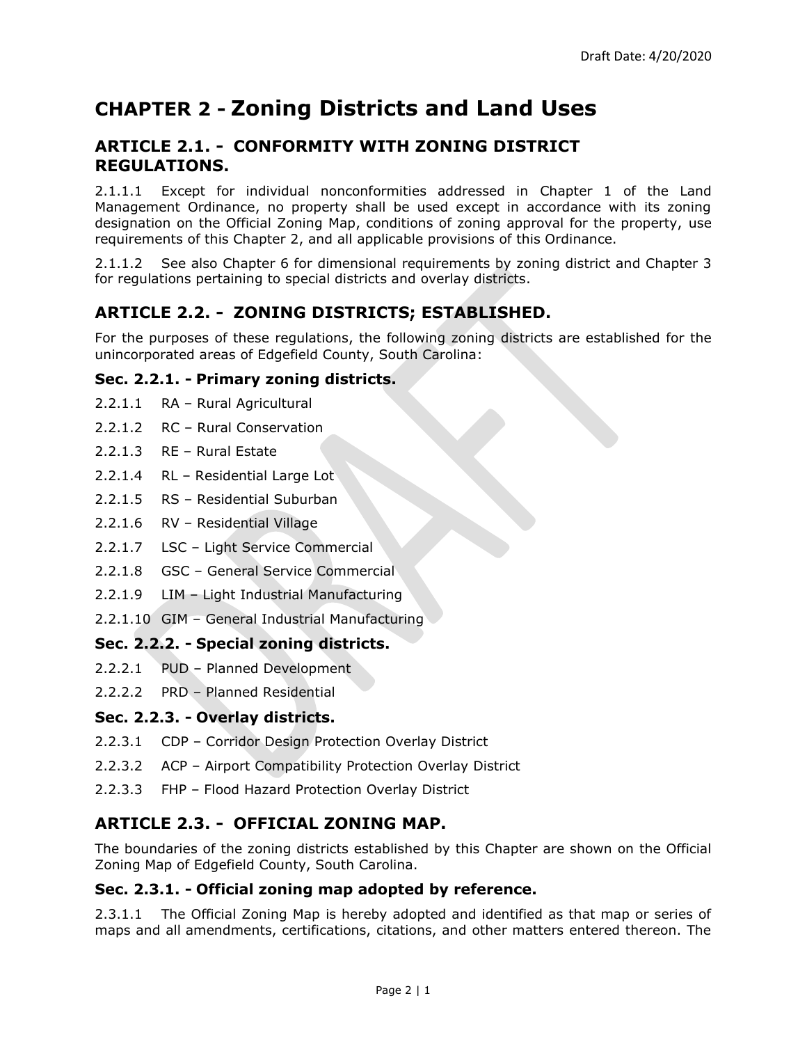# CHAPTER 2 - Zoning Districts and Land Uses

## ARTICLE 2.1. - CONFORMITY WITH ZONING DISTRICT REGULATIONS.

2.1.1.1 Except for individual nonconformities addressed in Chapter 1 of the Land Management Ordinance, no property shall be used except in accordance with its zoning designation on the Official Zoning Map, conditions of zoning approval for the property, use requirements of this Chapter 2, and all applicable provisions of this Ordinance.

2.1.1.2 See also Chapter 6 for dimensional requirements by zoning district and Chapter 3 for regulations pertaining to special districts and overlay districts.

## ARTICLE 2.2. - ZONING DISTRICTS; ESTABLISHED.

For the purposes of these regulations, the following zoning districts are established for the unincorporated areas of Edgefield County, South Carolina:

### Sec. 2.2.1. - Primary zoning districts.

2.2.1.1 RA – Rural Agricultural

2.2.1.2 RC – Rural Conservation

2.2.1.3 RE – Rural Estate

2.2.1.4 RL – Residential Large Lot

2.2.1.5 RS – Residential Suburban

2.2.1.6 RV – Residential Village

2.2.1.7 LSC – Light Service Commercial

2.2.1.8 GSC – General Service Commercial

2.2.1.9 LIM – Light Industrial Manufacturing

2.2.1.10 GIM – General Industrial Manufacturing

### Sec. 2.2.2. - Special zoning districts.

2.2.2.1 PUD – Planned Development

2.2.2.2 PRD – Planned Residential

### Sec. 2.2.3. - Overlay districts.

2.2.3.1 CDP – Corridor Design Protection Overlay District

2.2.3.2 ACP – Airport Compatibility Protection Overlay District

2.2.3.3 FHP – Flood Hazard Protection Overlay District

## ARTICLE 2.3. - OFFICIAL ZONING MAP.

The boundaries of the zoning districts established by this Chapter are shown on the Official Zoning Map of Edgefield County, South Carolina.

### Sec. 2.3.1. - Official zoning map adopted by reference.

2.3.1.1 The Official Zoning Map is hereby adopted and identified as that map or series of maps and all amendments, certifications, citations, and other matters entered thereon. The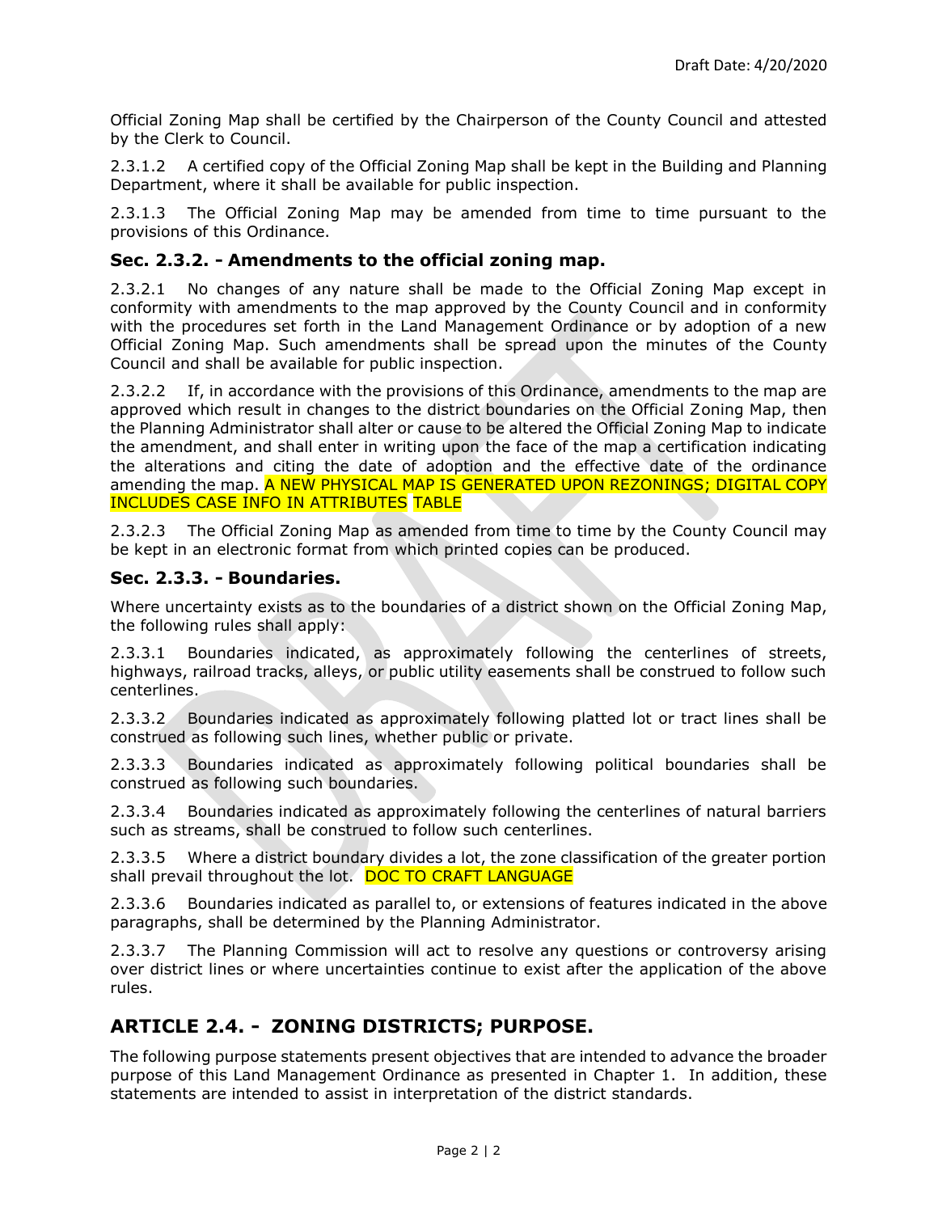Official Zoning Map shall be certified by the Chairperson of the County Council and attested by the Clerk to Council.

2.3.1.2 A certified copy of the Official Zoning Map shall be kept in the Building and Planning Department, where it shall be available for public inspection.

2.3.1.3 The Official Zoning Map may be amended from time to time pursuant to the provisions of this Ordinance.

### Sec. 2.3.2. - Amendments to the official zoning map.

2.3.2.1 No changes of any nature shall be made to the Official Zoning Map except in conformity with amendments to the map approved by the County Council and in conformity with the procedures set forth in the Land Management Ordinance or by adoption of a new Official Zoning Map. Such amendments shall be spread upon the minutes of the County Council and shall be available for public inspection.

2.3.2.2 If, in accordance with the provisions of this Ordinance, amendments to the map are approved which result in changes to the district boundaries on the Official Zoning Map, then the Planning Administrator shall alter or cause to be altered the Official Zoning Map to indicate the amendment, and shall enter in writing upon the face of the map a certification indicating the alterations and citing the date of adoption and the effective date of the ordinance amending the map. A NEW PHYSICAL MAP IS GENERATED UPON REZONINGS; DIGITAL COPY INCLUDES CASE INFO IN ATTRIBUTES TABLE

2.3.2.3 The Official Zoning Map as amended from time to time by the County Council may be kept in an electronic format from which printed copies can be produced.

### Sec. 2.3.3. - Boundaries.

Where uncertainty exists as to the boundaries of a district shown on the Official Zoning Map, the following rules shall apply:

2.3.3.1 Boundaries indicated, as approximately following the centerlines of streets, highways, railroad tracks, alleys, or public utility easements shall be construed to follow such centerlines.

2.3.3.2 Boundaries indicated as approximately following platted lot or tract lines shall be construed as following such lines, whether public or private.

2.3.3.3 Boundaries indicated as approximately following political boundaries shall be construed as following such boundaries.

2.3.3.4 Boundaries indicated as approximately following the centerlines of natural barriers such as streams, shall be construed to follow such centerlines.

2.3.3.5 Where a district boundary divides a lot, the zone classification of the greater portion shall prevail throughout the lot. DOC TO CRAFT LANGUAGE

2.3.3.6 Boundaries indicated as parallel to, or extensions of features indicated in the above paragraphs, shall be determined by the Planning Administrator.

2.3.3.7 The Planning Commission will act to resolve any questions or controversy arising over district lines or where uncertainties continue to exist after the application of the above rules.

## ARTICLE 2.4. - ZONING DISTRICTS; PURPOSE.

The following purpose statements present objectives that are intended to advance the broader purpose of this Land Management Ordinance as presented in Chapter 1. In addition, these statements are intended to assist in interpretation of the district standards.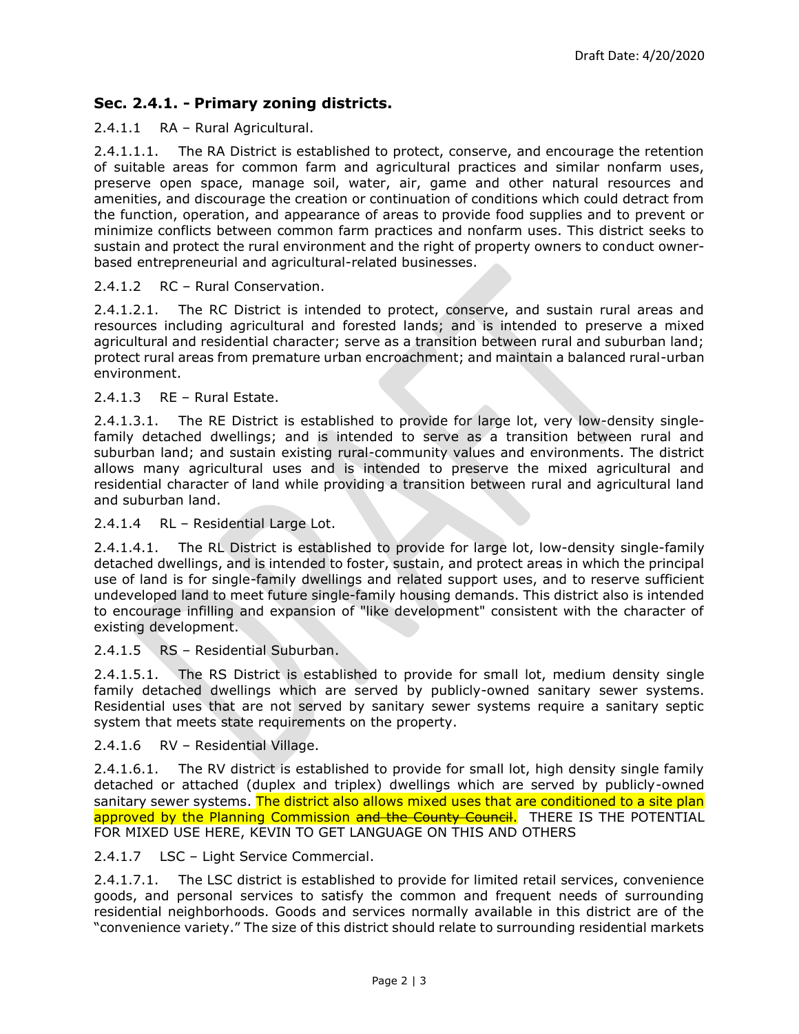## Sec. 2.4.1. - Primary zoning districts.

2.4.1.1 RA – Rural Agricultural.

2.4.1.1.1. The RA District is established to protect, conserve, and encourage the retention of suitable areas for common farm and agricultural practices and similar nonfarm uses, preserve open space, manage soil, water, air, game and other natural resources and amenities, and discourage the creation or continuation of conditions which could detract from the function, operation, and appearance of areas to provide food supplies and to prevent or minimize conflicts between common farm practices and nonfarm uses. This district seeks to sustain and protect the rural environment and the right of property owners to conduct owner-based entrepreneurial and agricultural-related businesses.

2.4.1.2 RC – Rural Conservation.

2.4.1.2.1. The RC District is intended to protect, conserve, and sustain rural areas and resources including agricultural and forested lands; and is intended to preserve a mixed agricultural and residential character; serve as a transition between rural and suburban land; protect rural areas from premature urban encroachment; and maintain a balanced rural-urban environment.

2.4.1.3 RE – Rural Estate.

2.4.1.3.1. The RE District is established to provide for large lot, very low-density single-family detached dwellings; and is intended to serve as a transition between rural and suburban land; and sustain existing rural-community values and environments. The district allows many agricultural uses and is intended to preserve the mixed agricultural and residential character of land while providing a transition between rural and agricultural land and suburban land.

2.4.1.4 RL – Residential Large Lot.

2.4.1.4.1. The RL District is established to provide for large lot, low-density single-family detached dwellings, and is intended to foster, sustain, and protect areas in which the principal use of land is for single-family dwellings and related support uses, and to reserve sufficient undeveloped land to meet future single-family housing demands. This district also is intended to encourage infilling and expansion of "like development" consistent with the character of existing development.

2.4.1.5 RS – Residential Suburban.

2.4.1.5.1. The RS District is established to provide for small lot, medium density single family detached dwellings which are served by publicly-owned sanitary sewer systems. Residential uses that are not served by sanitary sewer systems require a sanitary septic system that meets state requirements on the property.

2.4.1.6 RV – Residential Village.

2.4.1.6.1. The RV district is established to provide for small lot, high density single family detached or attached (duplex and triplex) dwellings which are served by publicly-owned sanitary sewer systems. The district also allows mixed uses that are conditioned to a site plan approved by the Planning Commission ~~and the County Council~~. THERE IS THE POTENTIAL FOR MIXED USE HERE, KEVIN TO GET LANGUAGE ON THIS AND OTHERS

2.4.1.7 LSC – Light Service Commercial.

2.4.1.7.1. The LSC district is established to provide for limited retail services, convenience goods, and personal services to satisfy the common and frequent needs of surrounding residential neighborhoods. Goods and services normally available in this district are of the "convenience variety." The size of this district should relate to surrounding residential markets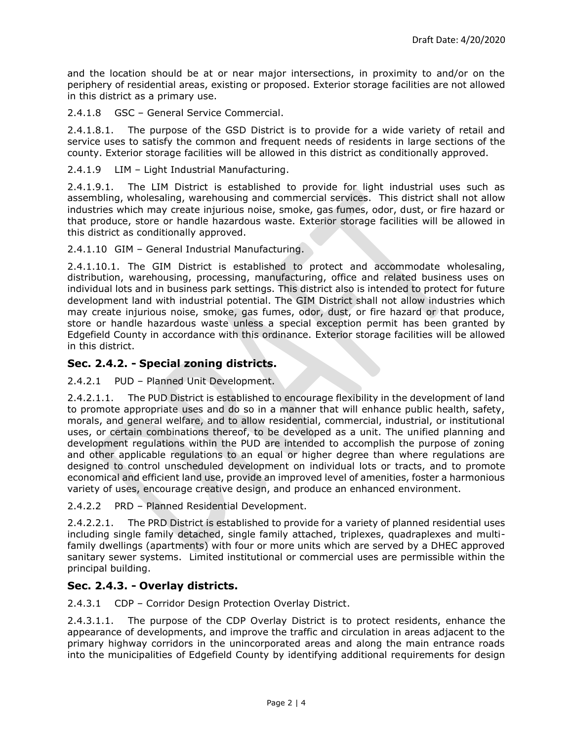and the location should be at or near major intersections, in proximity to and/or on the periphery of residential areas, existing or proposed. Exterior storage facilities are not allowed in this district as a primary use.

2.4.1.8 GSC – General Service Commercial.

2.4.1.8.1. The purpose of the GSD District is to provide for a wide variety of retail and service uses to satisfy the common and frequent needs of residents in large sections of the county. Exterior storage facilities will be allowed in this district as conditionally approved.

2.4.1.9 LIM – Light Industrial Manufacturing.

2.4.1.9.1. The LIM District is established to provide for light industrial uses such as assembling, wholesaling, warehousing and commercial services. This district shall not allow industries which may create injurious noise, smoke, gas fumes, odor, dust, or fire hazard or that produce, store or handle hazardous waste. Exterior storage facilities will be allowed in this district as conditionally approved.

2.4.1.10 GIM – General Industrial Manufacturing.

2.4.1.10.1. The GIM District is established to protect and accommodate wholesaling, distribution, warehousing, processing, manufacturing, office and related business uses on individual lots and in business park settings. This district also is intended to protect for future development land with industrial potential. The GIM District shall not allow industries which may create injurious noise, smoke, gas fumes, odor, dust, or fire hazard or that produce, store or handle hazardous waste unless a special exception permit has been granted by Edgefield County in accordance with this ordinance. Exterior storage facilities will be allowed in this district.

## Sec. 2.4.2. - Special zoning districts.

2.4.2.1 PUD – Planned Unit Development.

2.4.2.1.1. The PUD District is established to encourage flexibility in the development of land to promote appropriate uses and do so in a manner that will enhance public health, safety, morals, and general welfare, and to allow residential, commercial, industrial, or institutional uses, or certain combinations thereof, to be developed as a unit. The unified planning and development regulations within the PUD are intended to accomplish the purpose of zoning and other applicable regulations to an equal or higher degree than where regulations are designed to control unscheduled development on individual lots or tracts, and to promote economical and efficient land use, provide an improved level of amenities, foster a harmonious variety of uses, encourage creative design, and produce an enhanced environment.

2.4.2.2 PRD – Planned Residential Development.

2.4.2.2.1. The PRD District is established to provide for a variety of planned residential uses including single family detached, single family attached, triplexes, quadraplexes and multi-family dwellings (apartments) with four or more units which are served by a DHEC approved sanitary sewer systems. Limited institutional or commercial uses are permissible within the principal building.

## Sec. 2.4.3. - Overlay districts.

2.4.3.1 CDP – Corridor Design Protection Overlay District.

2.4.3.1.1. The purpose of the CDP Overlay District is to protect residents, enhance the appearance of developments, and improve the traffic and circulation in areas adjacent to the primary highway corridors in the unincorporated areas and along the main entrance roads into the municipalities of Edgefield County by identifying additional requirements for design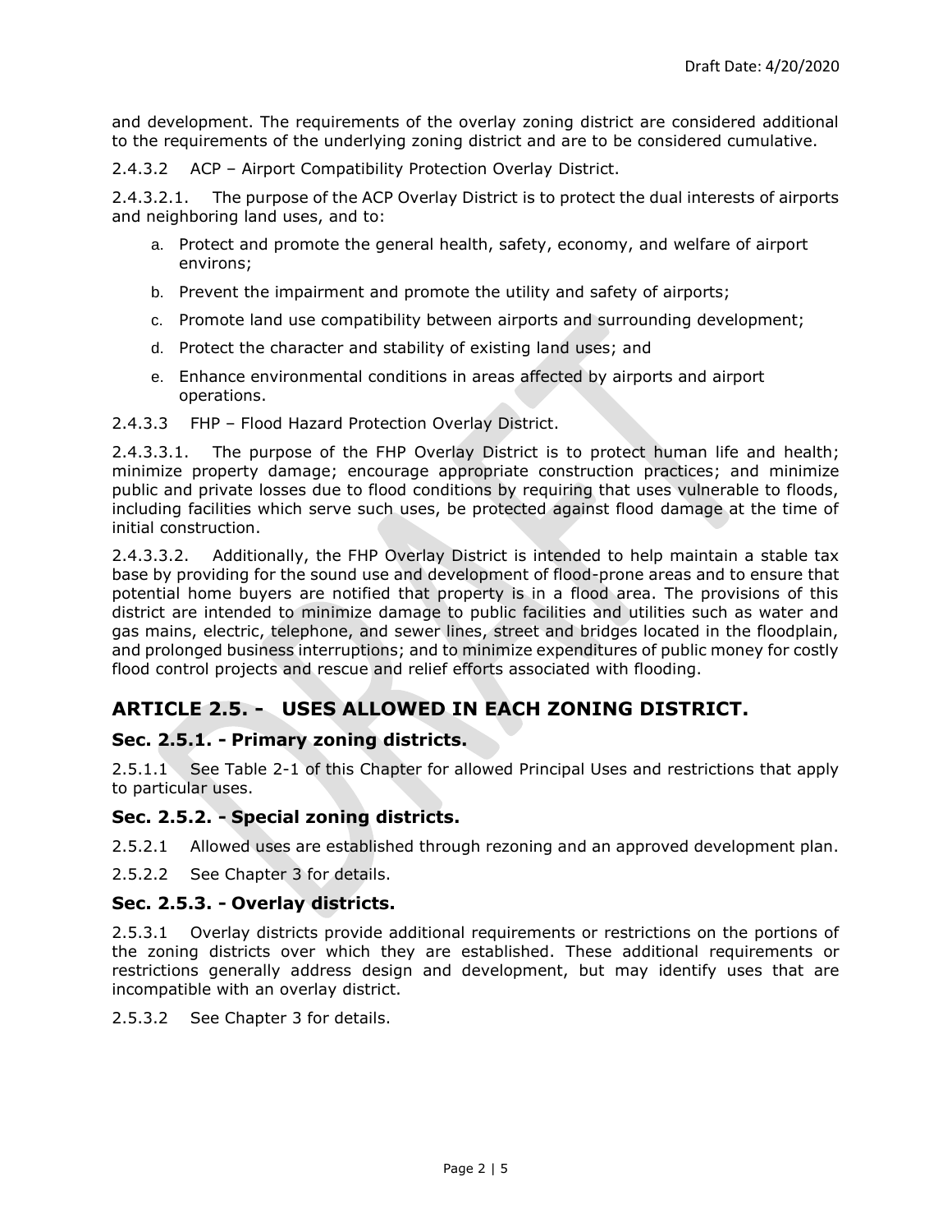and development. The requirements of the overlay zoning district are considered additional to the requirements of the underlying zoning district and are to be considered cumulative.

2.4.3.2 ACP – Airport Compatibility Protection Overlay District.

2.4.3.2.1. The purpose of the ACP Overlay District is to protect the dual interests of airports and neighboring land uses, and to:

a. Protect and promote the general health, safety, economy, and welfare of airport environs;

b. Prevent the impairment and promote the utility and safety of airports;

c. Promote land use compatibility between airports and surrounding development;

d. Protect the character and stability of existing land uses; and

e. Enhance environmental conditions in areas affected by airports and airport operations.

2.4.3.3 FHP – Flood Hazard Protection Overlay District.

2.4.3.3.1. The purpose of the FHP Overlay District is to protect human life and health; minimize property damage; encourage appropriate construction practices; and minimize public and private losses due to flood conditions by requiring that uses vulnerable to floods, including facilities which serve such uses, be protected against flood damage at the time of initial construction.

2.4.3.3.2. Additionally, the FHP Overlay District is intended to help maintain a stable tax base by providing for the sound use and development of flood-prone areas and to ensure that potential home buyers are notified that property is in a flood area. The provisions of this district are intended to minimize damage to public facilities and utilities such as water and gas mains, electric, telephone, and sewer lines, street and bridges located in the floodplain, and prolonged business interruptions; and to minimize expenditures of public money for costly flood control projects and rescue and relief efforts associated with flooding.

## ARTICLE 2.5. - USES ALLOWED IN EACH ZONING DISTRICT.

### Sec. 2.5.1. - Primary zoning districts.

2.5.1.1 See Table 2-1 of this Chapter for allowed Principal Uses and restrictions that apply to particular uses.

### Sec. 2.5.2. - Special zoning districts.

2.5.2.1 Allowed uses are established through rezoning and an approved development plan.

2.5.2.2 See Chapter 3 for details.

### Sec. 2.5.3. - Overlay districts.

2.5.3.1 Overlay districts provide additional requirements or restrictions on the portions of the zoning districts over which they are established. These additional requirements or restrictions generally address design and development, but may identify uses that are incompatible with an overlay district.

2.5.3.2 See Chapter 3 for details.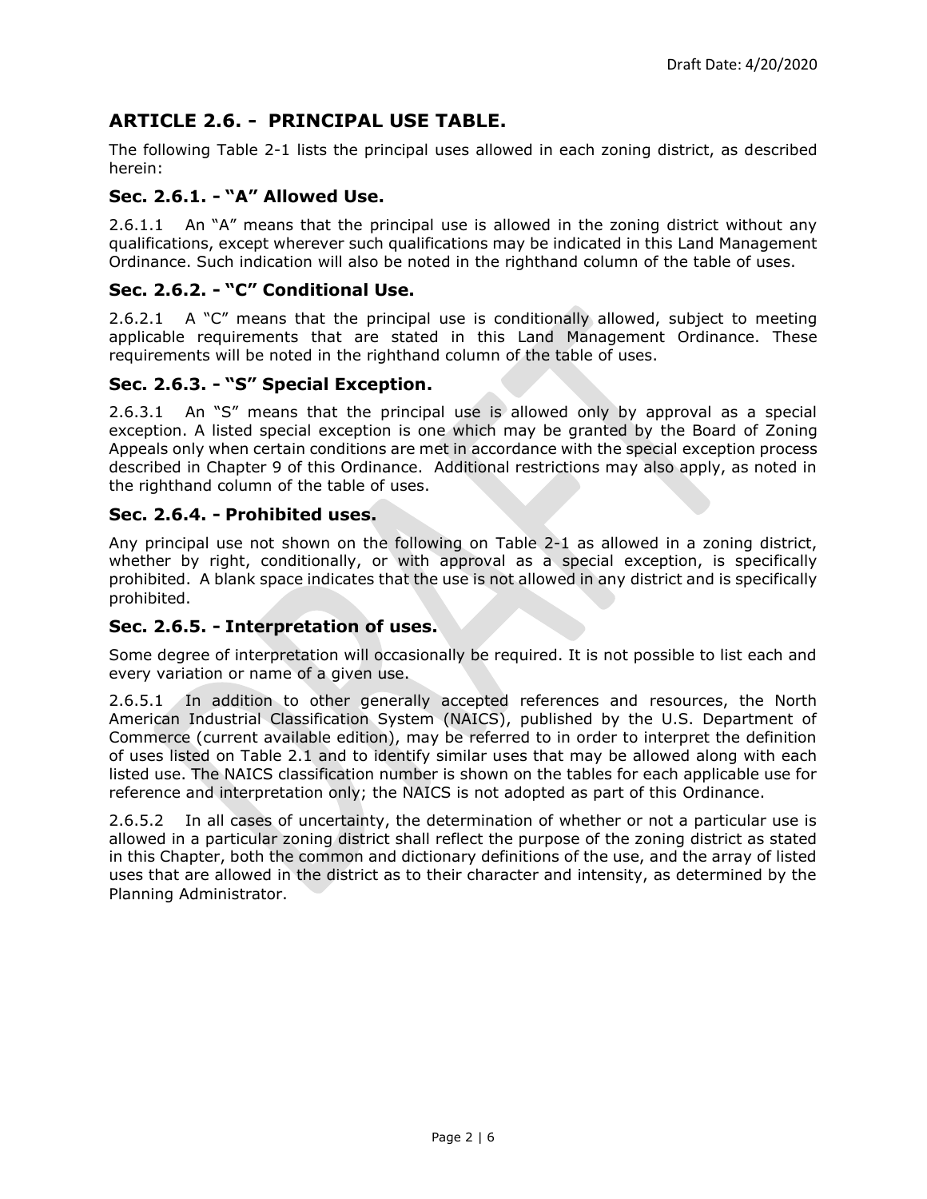## ARTICLE 2.6. - PRINCIPAL USE TABLE.

The following Table 2-1 lists the principal uses allowed in each zoning district, as described herein:

### Sec. 2.6.1. - "A" Allowed Use.

2.6.1.1 An "A" means that the principal use is allowed in the zoning district without any qualifications, except wherever such qualifications may be indicated in this Land Management Ordinance. Such indication will also be noted in the righthand column of the table of uses.

### Sec. 2.6.2. - "C" Conditional Use.

2.6.2.1 A "C" means that the principal use is conditionally allowed, subject to meeting applicable requirements that are stated in this Land Management Ordinance. These requirements will be noted in the righthand column of the table of uses.

### Sec. 2.6.3. - "S" Special Exception.

2.6.3.1 An "S" means that the principal use is allowed only by approval as a special exception. A listed special exception is one which may be granted by the Board of Zoning Appeals only when certain conditions are met in accordance with the special exception process described in Chapter 9 of this Ordinance. Additional restrictions may also apply, as noted in the righthand column of the table of uses.

### Sec. 2.6.4. - Prohibited uses.

Any principal use not shown on the following on Table 2-1 as allowed in a zoning district, whether by right, conditionally, or with approval as a special exception, is specifically prohibited. A blank space indicates that the use is not allowed in any district and is specifically prohibited.

### Sec. 2.6.5. - Interpretation of uses.

Some degree of interpretation will occasionally be required. It is not possible to list each and every variation or name of a given use.

2.6.5.1 In addition to other generally accepted references and resources, the North American Industrial Classification System (NAICS), published by the U.S. Department of Commerce (current available edition), may be referred to in order to interpret the definition of uses listed on Table 2.1 and to identify similar uses that may be allowed along with each listed use. The NAICS classification number is shown on the tables for each applicable use for reference and interpretation only; the NAICS is not adopted as part of this Ordinance.

2.6.5.2 In all cases of uncertainty, the determination of whether or not a particular use is allowed in a particular zoning district shall reflect the purpose of the zoning district as stated in this Chapter, both the common and dictionary definitions of the use, and the array of listed uses that are allowed in the district as to their character and intensity, as determined by the Planning Administrator.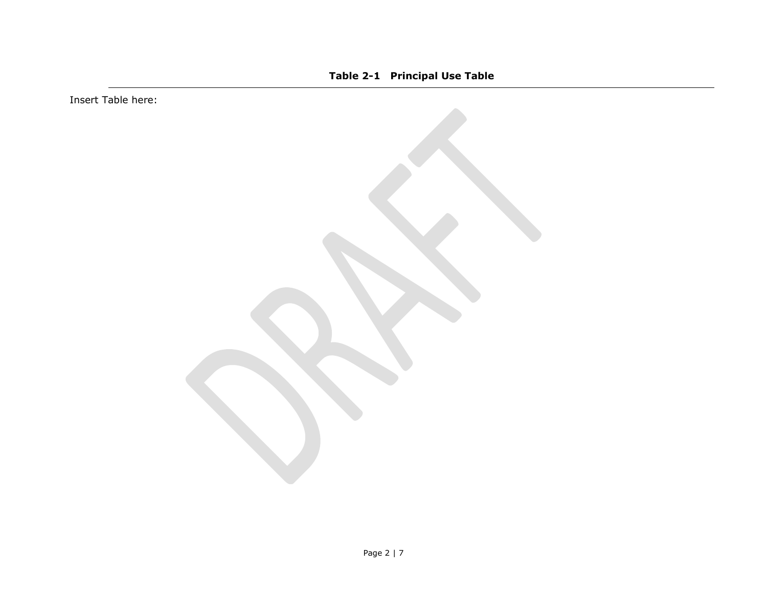**Table 2-1 Principal Use Table**

Insert Table here: